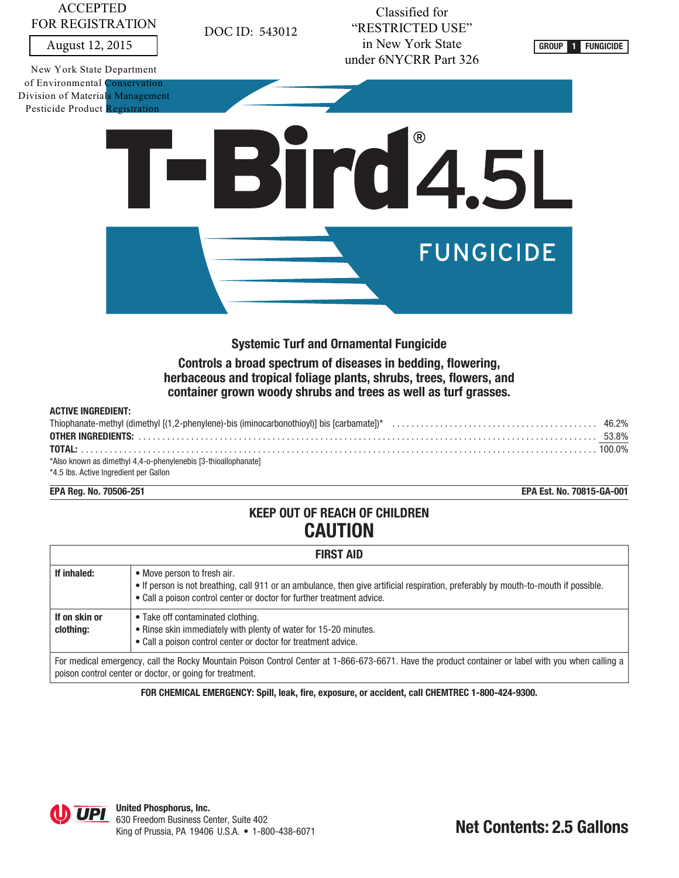ACCEPTED
FOR REGISTRATION
August 12, 2015

New York State Department
of Environmental Conservation
Division of Materials Management
Pesticide Product Registration

DOC ID: 543012

Classified for
"RESTRICTED USE"
in New York State
under 6NYCRR Part 326

GROUP 1 FUNGICIDE

# T-Bird® 4.5L

## FUNGICIDE

### Systemic Turf and Ornamental Fungicide

**Controls a broad spectrum of diseases in bedding, flowering, herbaceous and tropical foliage plants, shrubs, trees, flowers, and container grown woody shrubs and trees as well as turf grasses.**

**ACTIVE INGREDIENT:**

| | |
|---|---|
| Thiophanate-methyl (dimethyl [(1,2-phenylene)-bis (iminocarbonothioyl)] bis [carbamate])* | 46.2% |
| **OTHER INGREDIENTS:** | 53.8% |
| **TOTAL:** | 100.0% |

*Also known as dimethyl 4,4-o-phenylenebis [3-thioallophanate]
*4.5 lbs. Active Ingredient per Gallon

**EPA Reg. No. 70506-251** **EPA Est. No. 70815-GA-001**

## KEEP OUT OF REACH OF CHILDREN
## CAUTION

| FIRST AID | |
|---|---|
| **If inhaled:** | • Move person to fresh air.<br>• If person is not breathing, call 911 or an ambulance, then give artificial respiration, preferably by mouth-to-mouth if possible.<br>• Call a poison control center or doctor for further treatment advice. |
| **If on skin or clothing:** | • Take off contaminated clothing.<br>• Rinse skin immediately with plenty of water for 15-20 minutes.<br>• Call a poison control center or doctor for treatment advice. |
| For medical emergency, call the Rocky Mountain Poison Control Center at 1-866-673-6671. Have the product container or label with you when calling a poison control center or doctor, or going for treatment. | |

**FOR CHEMICAL EMERGENCY: Spill, leak, fire, exposure, or accident, call CHEMTREC 1-800-424-9300.**

**United Phosphorus, Inc.**
630 Freedom Business Center, Suite 402
King of Prussia, PA 19406 U.S.A. • 1-800-438-6071

**Net Contents: 2.5 Gallons**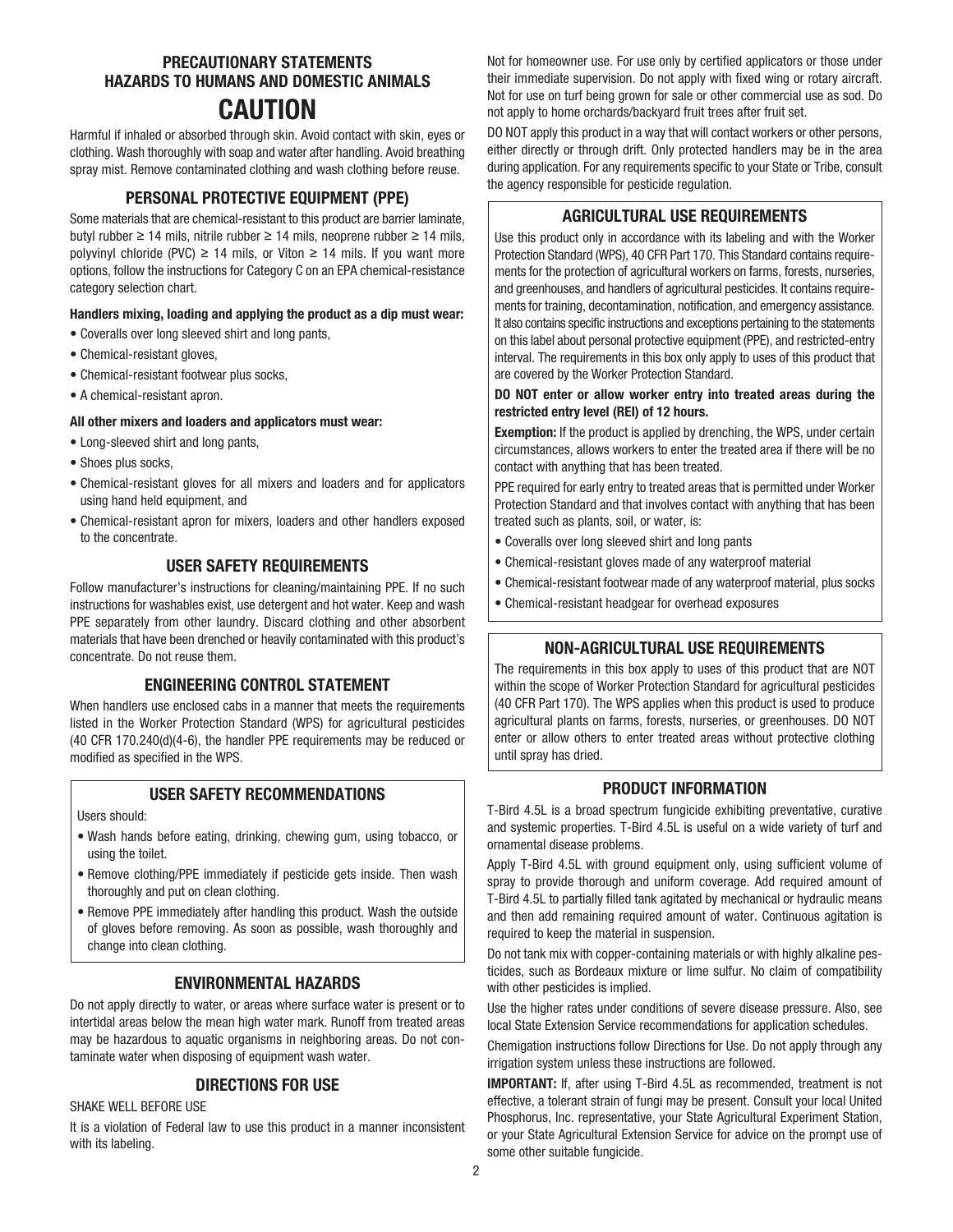## PRECAUTIONARY STATEMENTS
## HAZARDS TO HUMANS AND DOMESTIC ANIMALS

# CAUTION

Harmful if inhaled or absorbed through skin. Avoid contact with skin, eyes or clothing. Wash thoroughly with soap and water after handling. Avoid breathing spray mist. Remove contaminated clothing and wash clothing before reuse.

### PERSONAL PROTECTIVE EQUIPMENT (PPE)

Some materials that are chemical-resistant to this product are barrier laminate, butyl rubber ≥ 14 mils, nitrile rubber ≥ 14 mils, neoprene rubber ≥ 14 mils, polyvinyl chloride (PVC) ≥ 14 mils, or Viton ≥ 14 mils. If you want more options, follow the instructions for Category C on an EPA chemical-resistance category selection chart.

**Handlers mixing, loading and applying the product as a dip must wear:**

- Coveralls over long sleeved shirt and long pants,
- Chemical-resistant gloves,
- Chemical-resistant footwear plus socks,
- A chemical-resistant apron.

**All other mixers and loaders and applicators must wear:**

- Long-sleeved shirt and long pants,
- Shoes plus socks,
- Chemical-resistant gloves for all mixers and loaders and for applicators using hand held equipment, and
- Chemical-resistant apron for mixers, loaders and other handlers exposed to the concentrate.

### USER SAFETY REQUIREMENTS

Follow manufacturer's instructions for cleaning/maintaining PPE. If no such instructions for washables exist, use detergent and hot water. Keep and wash PPE separately from other laundry. Discard clothing and other absorbent materials that have been drenched or heavily contaminated with this product's concentrate. Do not reuse them.

### ENGINEERING CONTROL STATEMENT

When handlers use enclosed cabs in a manner that meets the requirements listed in the Worker Protection Standard (WPS) for agricultural pesticides (40 CFR 170.240(d)(4-6), the handler PPE requirements may be reduced or modified as specified in the WPS.

### USER SAFETY RECOMMENDATIONS

Users should:

- Wash hands before eating, drinking, chewing gum, using tobacco, or using the toilet.
- Remove clothing/PPE immediately if pesticide gets inside. Then wash thoroughly and put on clean clothing.
- Remove PPE immediately after handling this product. Wash the outside of gloves before removing. As soon as possible, wash thoroughly and change into clean clothing.

### ENVIRONMENTAL HAZARDS

Do not apply directly to water, or areas where surface water is present or to intertidal areas below the mean high water mark. Runoff from treated areas may be hazardous to aquatic organisms in neighboring areas. Do not contaminate water when disposing of equipment wash water.

### DIRECTIONS FOR USE

SHAKE WELL BEFORE USE

It is a violation of Federal law to use this product in a manner inconsistent with its labeling.

Not for homeowner use. For use only by certified applicators or those under their immediate supervision. Do not apply with fixed wing or rotary aircraft. Not for use on turf being grown for sale or other commercial use as sod. Do not apply to home orchards/backyard fruit trees after fruit set.

DO NOT apply this product in a way that will contact workers or other persons, either directly or through drift. Only protected handlers may be in the area during application. For any requirements specific to your State or Tribe, consult the agency responsible for pesticide regulation.

### AGRICULTURAL USE REQUIREMENTS

Use this product only in accordance with its labeling and with the Worker Protection Standard (WPS), 40 CFR Part 170. This Standard contains requirements for the protection of agricultural workers on farms, forests, nurseries, and greenhouses, and handlers of agricultural pesticides. It contains requirements for training, decontamination, notification, and emergency assistance. It also contains specific instructions and exceptions pertaining to the statements on this label about personal protective equipment (PPE), and restricted-entry interval. The requirements in this box only apply to uses of this product that are covered by the Worker Protection Standard.

**DO NOT enter or allow worker entry into treated areas during the restricted entry level (REI) of 12 hours.**

**Exemption:** If the product is applied by drenching, the WPS, under certain circumstances, allows workers to enter the treated area if there will be no contact with anything that has been treated.

PPE required for early entry to treated areas that is permitted under Worker Protection Standard and that involves contact with anything that has been treated such as plants, soil, or water, is:

- Coveralls over long sleeved shirt and long pants
- Chemical-resistant gloves made of any waterproof material
- Chemical-resistant footwear made of any waterproof material, plus socks
- Chemical-resistant headgear for overhead exposures

### NON-AGRICULTURAL USE REQUIREMENTS

The requirements in this box apply to uses of this product that are NOT within the scope of Worker Protection Standard for agricultural pesticides (40 CFR Part 170). The WPS applies when this product is used to produce agricultural plants on farms, forests, nurseries, or greenhouses. DO NOT enter or allow others to enter treated areas without protective clothing until spray has dried.

### PRODUCT INFORMATION

T-Bird 4.5L is a broad spectrum fungicide exhibiting preventative, curative and systemic properties. T-Bird 4.5L is useful on a wide variety of turf and ornamental disease problems.

Apply T-Bird 4.5L with ground equipment only, using sufficient volume of spray to provide thorough and uniform coverage. Add required amount of T-Bird 4.5L to partially filled tank agitated by mechanical or hydraulic means and then add remaining required amount of water. Continuous agitation is required to keep the material in suspension.

Do not tank mix with copper-containing materials or with highly alkaline pesticides, such as Bordeaux mixture or lime sulfur. No claim of compatibility with other pesticides is implied.

Use the higher rates under conditions of severe disease pressure. Also, see local State Extension Service recommendations for application schedules.

Chemigation instructions follow Directions for Use. Do not apply through any irrigation system unless these instructions are followed.

**IMPORTANT:** If, after using T-Bird 4.5L as recommended, treatment is not effective, a tolerant strain of fungi may be present. Consult your local United Phosphorus, Inc. representative, your State Agricultural Experiment Station, or your State Agricultural Extension Service for advice on the prompt use of some other suitable fungicide.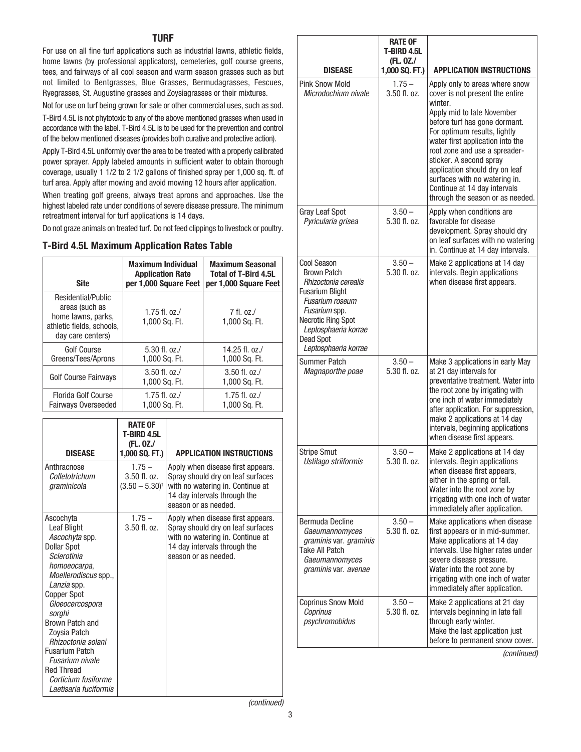# TURF

For use on all fine turf applications such as industrial lawns, athletic fields, home lawns (by professional applicators), cemeteries, golf course greens, tees, and fairways of all cool season and warm season grasses such as but not limited to Bentgrasses, Blue Grasses, Bermudagrasses, Fescues, Ryegrasses, St. Augustine grasses and Zoysiagrasses or their mixtures.

Not for use on turf being grown for sale or other commercial uses, such as sod.

T-Bird 4.5L is not phytotoxic to any of the above mentioned grasses when used in accordance with the label. T-Bird 4.5L is to be used for the prevention and control of the below mentioned diseases (provides both curative and protective action).

Apply T-Bird 4.5L uniformly over the area to be treated with a properly calibrated power sprayer. Apply labeled amounts in sufficient water to obtain thorough coverage, usually 1 1/2 to 2 1/2 gallons of finished spray per 1,000 sq. ft. of turf area. Apply after mowing and avoid mowing 12 hours after application.

When treating golf greens, always treat aprons and approaches. Use the highest labeled rate under conditions of severe disease pressure. The minimum retreatment interval for turf applications is 14 days.

Do not graze animals on treated turf. Do not feed clippings to livestock or poultry.

## T-Bird 4.5L Maximum Application Rates Table

| Site | Maximum Individual Application Rate per 1,000 Square Feet | Maximum Seasonal Total of T-Bird 4.5L per 1,000 Square Feet |
|---|---|---|
| Residential/Public areas (such as home lawns, parks, athletic fields, schools, day care centers) | 1.75 fl. oz./ 1,000 Sq. Ft. | 7 fl. oz./ 1,000 Sq. Ft. |
| Golf Course Greens/Tees/Aprons | 5.30 fl. oz./ 1,000 Sq. Ft. | 14.25 fl. oz./ 1,000 Sq. Ft. |
| Golf Course Fairways | 3.50 fl. oz./ 1,000 Sq. Ft. | 3.50 fl. oz./ 1,000 Sq. Ft. |
| Florida Golf Course Fairways Overseeded | 1.75 fl. oz./ 1,000 Sq. Ft. | 1.75 fl. oz./ 1,000 Sq. Ft. |

| DISEASE | RATE OF T-BIRD 4.5L (FL. OZ./ 1,000 SQ. FT.) | APPLICATION INSTRUCTIONS |
|---|---|---|
| Anthracnose *Colletotrichum graminicola* | 1.75 – 3.50 fl. oz. (3.50 – 5.30)† | Apply when disease first appears. Spray should dry on leaf surfaces with no watering in. Continue at 14 day intervals through the season or as needed. |
| Ascochyta Leaf Blight *Ascochyta* spp. Dollar Spot *Sclerotinia homoeocarpa, Moellerodiscus* spp., *Lanzia* spp. Copper Spot *Gloeocercospora sorghi* Brown Patch and Zoysia Patch *Rhizoctonia solani* Fusarium Patch *Fusarium nivale* Red Thread *Corticium fusiforme Laetisaria fuciformis* | 1.75 – 3.50 fl. oz. | Apply when disease first appears. Spray should dry on leaf surfaces with no watering in. Continue at 14 day intervals through the season or as needed. |
| Pink Snow Mold *Microdochium nivale* | 1.75 – 3.50 fl. oz. | Apply only to areas where snow cover is not present the entire winter. Apply mid to late November before turf has gone dormant. For optimum results, lightly water first application into the root zone and use a spreader-sticker. A second spray application should dry on leaf surfaces with no watering in. Continue at 14 day intervals through the season or as needed. |
| Gray Leaf Spot *Pyricularia grisea* | 3.50 – 5.30 fl. oz. | Apply when conditions are favorable for disease development. Spray should dry on leaf surfaces with no watering in. Continue at 14 day intervals. |
| Cool Season Brown Patch *Rhizoctonia cerealis* Fusarium Blight *Fusarium roseum Fusarium* spp. Necrotic Ring Spot *Leptosphaeria korrae* Dead Spot *Leptosphaeria korrae* | 3.50 – 5.30 fl. oz. | Make 2 applications at 14 day intervals. Begin applications when disease first appears. |
| Summer Patch *Magnaporthe poae* | 3.50 – 5.30 fl. oz. | Make 3 applications in early May at 21 day intervals for preventative treatment. Water into the root zone by irrigating with one inch of water immediately after application. For suppression, make 2 applications at 14 day intervals, beginning applications when disease first appears. |
| Stripe Smut *Ustilago striiformis* | 3.50 – 5.30 fl. oz. | Make 2 applications at 14 day intervals. Begin applications when disease first appears, either in the spring or fall. Water into the root zone by irrigating with one inch of water immediately after application. |
| Bermuda Decline *Gaeumannomyces graminis* var. *graminis* Take All Patch *Gaeumannomyces graminis* var. *avenae* | 3.50 – 5.30 fl. oz. | Make applications when disease first appears or in mid-summer. Make applications at 14 day intervals. Use higher rates under severe disease pressure. Water into the root zone by irrigating with one inch of water immediately after application. |
| Coprinus Snow Mold *Coprinus psychromobidus* | 3.50 – 5.30 fl. oz. | Make 2 applications at 21 day intervals beginning in late fall through early winter. Make the last application just before to permanent snow cover. |

*(continued)*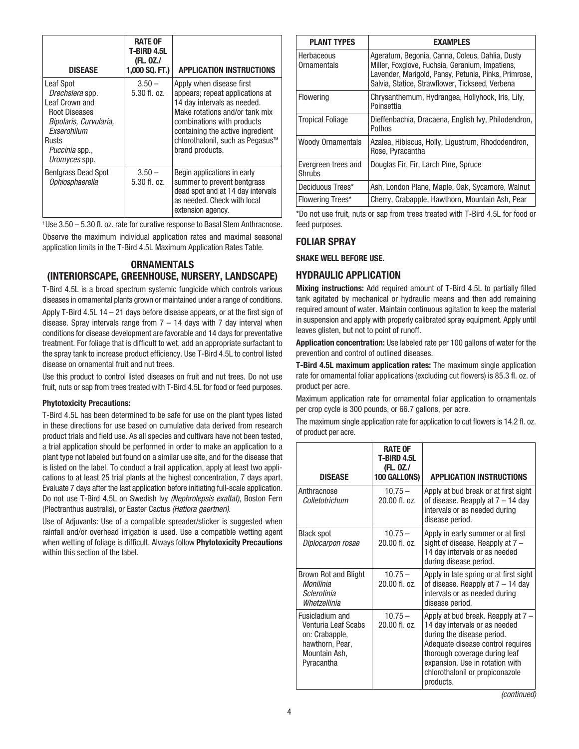| DISEASE | RATE OF T-BIRD 4.5L (FL. OZ./ 1,000 SQ. FT.) | APPLICATION INSTRUCTIONS |
|---|---|---|
| Leaf Spot *Drechslera* spp. Leaf Crown and Root Diseases *Bipolaris, Curvularia, Exserohilum* Rusts *Puccinia* spp., *Uromyces* spp. | 3.50 – 5.30 fl. oz. | Apply when disease first appears; repeat applications at 14 day intervals as needed. Make rotations and/or tank mix combinations with products containing the active ingredient chlorothalonil, such as Pegasus™ brand products. |
| Bentgrass Dead Spot *Ophiosphaerella* | 3.50 – 5.30 fl. oz. | Begin applications in early summer to prevent bentgrass dead spot and at 14 day intervals as needed. Check with local extension agency. |

†Use 3.50 – 5.30 fl. oz. rate for curative response to Basal Stem Anthracnose.

Observe the maximum individual application rates and maximal seasonal application limits in the T-Bird 4.5L Maximum Application Rates Table.

## ORNAMENTALS (INTERIORSCAPE, GREENHOUSE, NURSERY, LANDSCAPE)

T-Bird 4.5L is a broad spectrum systemic fungicide which controls various diseases in ornamental plants grown or maintained under a range of conditions.

Apply T-Bird 4.5L 14 – 21 days before disease appears, or at the first sign of disease. Spray intervals range from 7 – 14 days with 7 day interval when conditions for disease development are favorable and 14 days for preventative treatment. For foliage that is difficult to wet, add an appropriate surfactant to the spray tank to increase product efficiency. Use T-Bird 4.5L to control listed disease on ornamental fruit and nut trees.

Use this product to control listed diseases on fruit and nut trees. Do not use fruit, nuts or sap from trees treated with T-Bird 4.5L for food or feed purposes.

**Phytotoxicity Precautions:**

T-Bird 4.5L has been determined to be safe for use on the plant types listed in these directions for use based on cumulative data derived from research product trials and field use. As all species and cultivars have not been tested, a trial application should be performed in order to make an application to a plant type not labeled but found on a similar use site, and for the disease that is listed on the label. To conduct a trail application, apply at least two applications to at least 25 trial plants at the highest concentration, 7 days apart. Evaluate 7 days after the last application before initiating full-scale application. Do not use T-Bird 4.5L on Swedish Ivy *(Nephrolepsis exaltat)*, Boston Fern (Plectranthus australis), or Easter Cactus *(Hatiora gaertneri)*.

Use of Adjuvants: Use of a compatible spreader/sticker is suggested when rainfall and/or overhead irrigation is used. Use a compatible wetting agent when wetting of foliage is difficult. Always follow **Phytotoxicity Precautions** within this section of the label.

| PLANT TYPES | EXAMPLES |
|---|---|
| Herbaceous Ornamentals | Ageratum, Begonia, Canna, Coleus, Dahlia, Dusty Miller, Foxglove, Fuchsia, Geranium, Impatiens, Lavender, Marigold, Pansy, Petunia, Pinks, Primrose, Salvia, Statice, Strawflower, Tickseed, Verbena |
| Flowering | Chrysanthemum, Hydrangea, Hollyhock, Iris, Lily, Poinsettia |
| Tropical Foliage | Dieffenbachia, Dracaena, English Ivy, Philodendron, Pothos |
| Woody Ornamentals | Azalea, Hibiscus, Holly, Ligustrum, Rhododendron, Rose, Pyracantha |
| Evergreen trees and Shrubs | Douglas Fir, Fir, Larch Pine, Spruce |
| Deciduous Trees* | Ash, London Plane, Maple, Oak, Sycamore, Walnut |
| Flowering Trees* | Cherry, Crabapple, Hawthorn, Mountain Ash, Pear |

*Do not use fruit, nuts or sap from trees treated with T-Bird 4.5L for food or feed purposes.

## FOLIAR SPRAY

**SHAKE WELL BEFORE USE.**

## HYDRAULIC APPLICATION

**Mixing instructions:** Add required amount of T-Bird 4.5L to partially filled tank agitated by mechanical or hydraulic means and then add remaining required amount of water. Maintain continuous agitation to keep the material in suspension and apply with properly calibrated spray equipment. Apply until leaves glisten, but not to point of runoff.

**Application concentration:** Use labeled rate per 100 gallons of water for the prevention and control of outlined diseases.

**T-Bird 4.5L maximum application rates:** The maximum single application rate for ornamental foliar applications (excluding cut flowers) is 85.3 fl. oz. of product per acre.

Maximum application rate for ornamental foliar application to ornamentals per crop cycle is 300 pounds, or 66.7 gallons, per acre.

The maximum single application rate for application to cut flowers is 14.2 fl. oz. of product per acre.

| DISEASE | RATE OF T-BIRD 4.5L (FL. OZ./ 100 GALLONS) | APPLICATION INSTRUCTIONS |
|---|---|---|
| Anthracnose *Colletotrichum* | 10.75 – 20.00 fl. oz. | Apply at bud break or at first sight of disease. Reapply at 7 – 14 day intervals or as needed during disease period. |
| Black spot *Diplocarpon rosae* | 10.75 – 20.00 fl. oz. | Apply in early summer or at first sight of disease. Reapply at 7 – 14 day intervals or as needed during disease period. |
| Brown Rot and Blight *Monilinia Sclerotinia Whetzellinia* | 10.75 – 20.00 fl. oz. | Apply in late spring or at first sight of disease. Reapply at 7 – 14 day intervals or as needed during disease period. |
| Fusicladium and Venturia Leaf Scabs on: Crabapple, hawthorn, Pear, Mountain Ash, Pyracantha | 10.75 – 20.00 fl. oz. | Apply at bud break. Reapply at 7 – 14 day intervals or as needed during the disease period. Adequate disease control requires thorough coverage during leaf expansion. Use in rotation with chlorothalonil or propiconazole products. |

*(continued)*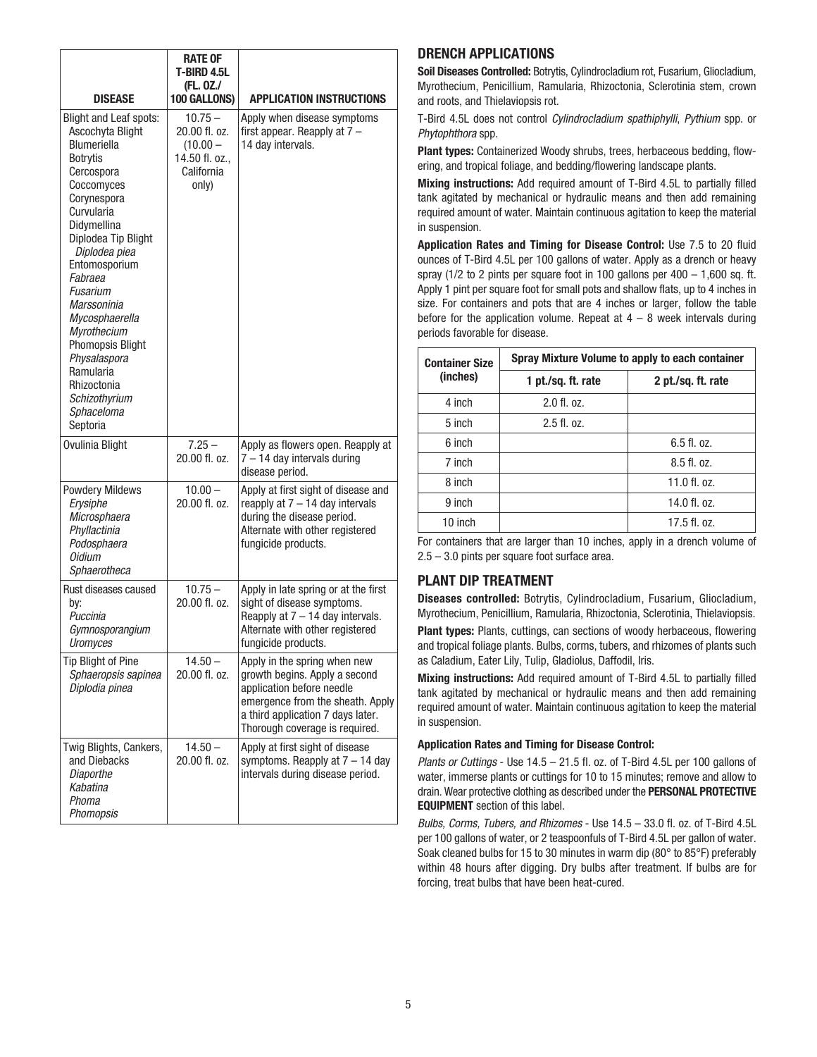| DISEASE | RATE OF T-BIRD 4.5L (FL. OZ./ 100 GALLONS) | APPLICATION INSTRUCTIONS |
|---|---|---|
| Blight and Leaf spots: Ascochyta Blight, Blumeriella, Botrytis, Cercospora, Coccomyces, Corynespora, Curvularia, Didymellina, Diplodea Tip Blight *Diplodea piea*, Entomosporium, *Fabraea*, *Fusarium*, *Marssoninia*, *Mycosphaerella*, *Myrothecium*, Phomopsis Blight, *Physalaspora*, Ramularia, Rhizoctonia, *Schizothyrium*, *Sphaceloma*, Septoria | 10.75 – 20.00 fl. oz. (10.00 – 14.50 fl. oz., California only) | Apply when disease symptoms first appear. Reapply at 7 – 14 day intervals. |
| Ovulinia Blight | 7.25 – 20.00 fl. oz. | Apply as flowers open. Reapply at 7 – 14 day intervals during disease period. |
| Powdery Mildews *Erysiphe*, *Microsphaera*, *Phyllactinia*, *Podosphaera*, *Oidium*, *Sphaerotheca* | 10.00 – 20.00 fl. oz. | Apply at first sight of disease and reapply at 7 – 14 day intervals during the disease period. Alternate with other registered fungicide products. |
| Rust diseases caused by: *Puccinia*, *Gymnosporangium*, *Uromyces* | 10.75 – 20.00 fl. oz. | Apply in late spring or at the first sight of disease symptoms. Reapply at 7 – 14 day intervals. Alternate with other registered fungicide products. |
| Tip Blight of Pine *Sphaeropsis sapinea*, *Diplodia pinea* | 14.50 – 20.00 fl. oz. | Apply in the spring when new growth begins. Apply a second application before needle emergence from the sheath. Apply a third application 7 days later. Thorough coverage is required. |
| Twig Blights, Cankers, and Diebacks *Diaporthe*, *Kabatina*, *Phoma*, *Phomopsis* | 14.50 – 20.00 fl. oz. | Apply at first sight of disease symptoms. Reapply at 7 – 14 day intervals during disease period. |

## DRENCH APPLICATIONS

**Soil Diseases Controlled:** Botrytis, Cylindrocladium rot, Fusarium, Gliocladium, Myrothecium, Penicillium, Ramularia, Rhizoctonia, Sclerotinia stem, crown and roots, and Thielaviopsis rot.

T-Bird 4.5L does not control *Cylindrocladium spathiphylli*, *Pythium* spp. or *Phytophthora* spp.

**Plant types:** Containerized Woody shrubs, trees, herbaceous bedding, flowering, and tropical foliage, and bedding/flowering landscape plants.

**Mixing instructions:** Add required amount of T-Bird 4.5L to partially filled tank agitated by mechanical or hydraulic means and then add remaining required amount of water. Maintain continuous agitation to keep the material in suspension.

**Application Rates and Timing for Disease Control:** Use 7.5 to 20 fluid ounces of T-Bird 4.5L per 100 gallons of water. Apply as a drench or heavy spray (1/2 to 2 pints per square foot in 100 gallons per 400 – 1,600 sq. ft. Apply 1 pint per square foot for small pots and shallow flats, up to 4 inches in size. For containers and pots that are 4 inches or larger, follow the table before for the application volume. Repeat at 4 – 8 week intervals during periods favorable for disease.

| Container Size (inches) | Spray Mixture Volume to apply to each container | |
|---|---|---|
| | 1 pt./sq. ft. rate | 2 pt./sq. ft. rate |
| 4 inch | 2.0 fl. oz. | |
| 5 inch | 2.5 fl. oz. | |
| 6 inch | | 6.5 fl. oz. |
| 7 inch | | 8.5 fl. oz. |
| 8 inch | | 11.0 fl. oz. |
| 9 inch | | 14.0 fl. oz. |
| 10 inch | | 17.5 fl. oz. |

For containers that are larger than 10 inches, apply in a drench volume of 2.5 – 3.0 pints per square foot surface area.

## PLANT DIP TREATMENT

**Diseases controlled:** Botrytis, Cylindrocladium, Fusarium, Gliocladium, Myrothecium, Penicillium, Ramularia, Rhizoctonia, Sclerotinia, Thielaviopsis.

**Plant types:** Plants, cuttings, can sections of woody herbaceous, flowering and tropical foliage plants. Bulbs, corms, tubers, and rhizomes of plants such as Caladium, Eater Lily, Tulip, Gladiolus, Daffodil, Iris.

**Mixing instructions:** Add required amount of T-Bird 4.5L to partially filled tank agitated by mechanical or hydraulic means and then add remaining required amount of water. Maintain continuous agitation to keep the material in suspension.

**Application Rates and Timing for Disease Control:**

*Plants or Cuttings* - Use 14.5 – 21.5 fl. oz. of T-Bird 4.5L per 100 gallons of water, immerse plants or cuttings for 10 to 15 minutes; remove and allow to drain. Wear protective clothing as described under the **PERSONAL PROTECTIVE EQUIPMENT** section of this label.

*Bulbs, Corms, Tubers, and Rhizomes* - Use 14.5 – 33.0 fl. oz. of T-Bird 4.5L per 100 gallons of water, or 2 teaspoonfuls of T-Bird 4.5L per gallon of water. Soak cleaned bulbs for 15 to 30 minutes in warm dip (80° to 85°F) preferably within 48 hours after digging. Dry bulbs after treatment. If bulbs are for forcing, treat bulbs that have been heat-cured.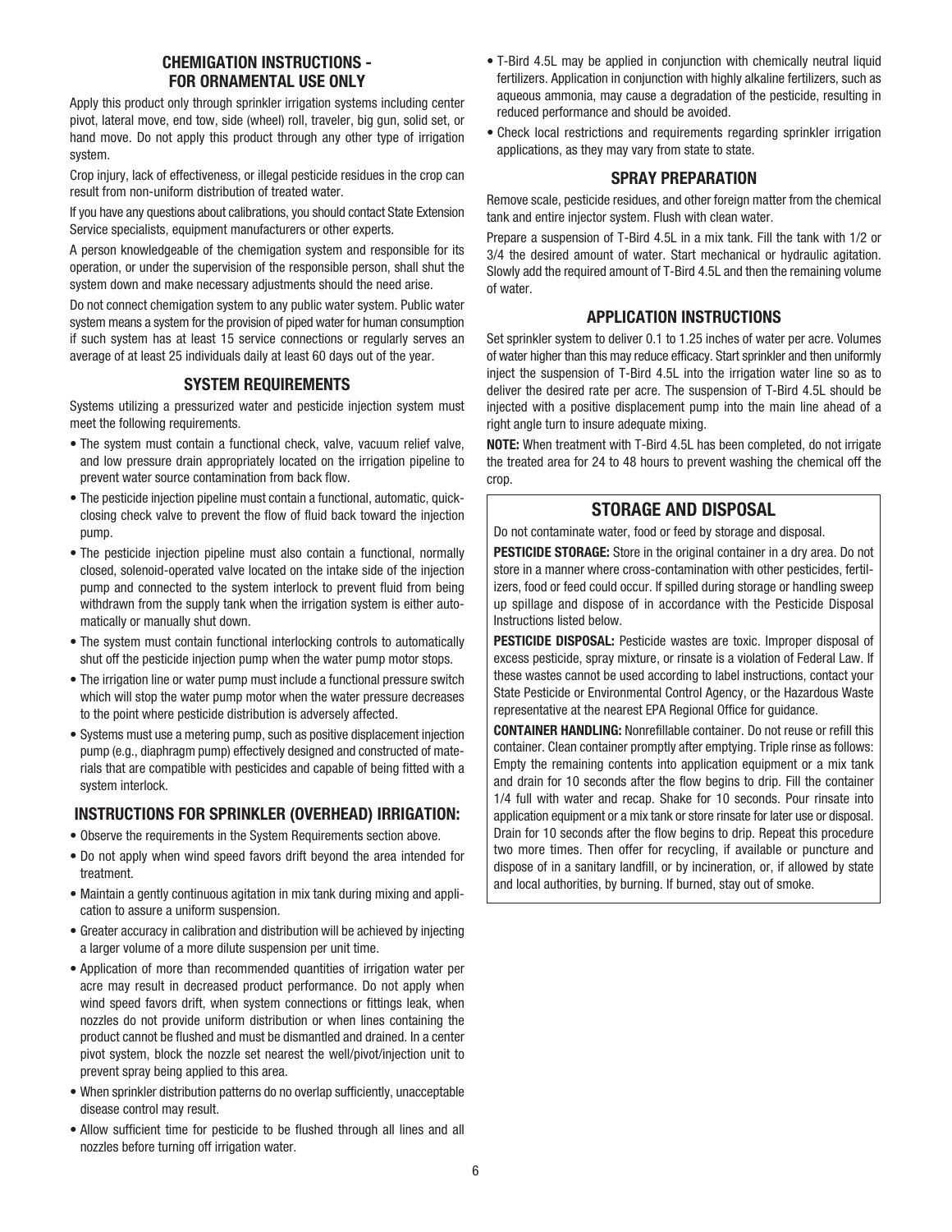## CHEMIGATION INSTRUCTIONS - FOR ORNAMENTAL USE ONLY

Apply this product only through sprinkler irrigation systems including center pivot, lateral move, end tow, side (wheel) roll, traveler, big gun, solid set, or hand move. Do not apply this product through any other type of irrigation system.

Crop injury, lack of effectiveness, or illegal pesticide residues in the crop can result from non-uniform distribution of treated water.

If you have any questions about calibrations, you should contact State Extension Service specialists, equipment manufacturers or other experts.

A person knowledgeable of the chemigation system and responsible for its operation, or under the supervision of the responsible person, shall shut the system down and make necessary adjustments should the need arise.

Do not connect chemigation system to any public water system. Public water system means a system for the provision of piped water for human consumption if such system has at least 15 service connections or regularly serves an average of at least 25 individuals daily at least 60 days out of the year.

## SYSTEM REQUIREMENTS

Systems utilizing a pressurized water and pesticide injection system must meet the following requirements.

- The system must contain a functional check, valve, vacuum relief valve, and low pressure drain appropriately located on the irrigation pipeline to prevent water source contamination from back flow.
- The pesticide injection pipeline must contain a functional, automatic, quick-closing check valve to prevent the flow of fluid back toward the injection pump.
- The pesticide injection pipeline must also contain a functional, normally closed, solenoid-operated valve located on the intake side of the injection pump and connected to the system interlock to prevent fluid from being withdrawn from the supply tank when the irrigation system is either automatically or manually shut down.
- The system must contain functional interlocking controls to automatically shut off the pesticide injection pump when the water pump motor stops.
- The irrigation line or water pump must include a functional pressure switch which will stop the water pump motor when the water pressure decreases to the point where pesticide distribution is adversely affected.
- Systems must use a metering pump, such as positive displacement injection pump (e.g., diaphragm pump) effectively designed and constructed of materials that are compatible with pesticides and capable of being fitted with a system interlock.

## INSTRUCTIONS FOR SPRINKLER (OVERHEAD) IRRIGATION:

- Observe the requirements in the System Requirements section above.
- Do not apply when wind speed favors drift beyond the area intended for treatment.
- Maintain a gently continuous agitation in mix tank during mixing and application to assure a uniform suspension.
- Greater accuracy in calibration and distribution will be achieved by injecting a larger volume of a more dilute suspension per unit time.
- Application of more than recommended quantities of irrigation water per acre may result in decreased product performance. Do not apply when wind speed favors drift, when system connections or fittings leak, when nozzles do not provide uniform distribution or when lines containing the product cannot be flushed and must be dismantled and drained. In a center pivot system, block the nozzle set nearest the well/pivot/injection unit to prevent spray being applied to this area.
- When sprinkler distribution patterns do no overlap sufficiently, unacceptable disease control may result.
- Allow sufficient time for pesticide to be flushed through all lines and all nozzles before turning off irrigation water.
- T-Bird 4.5L may be applied in conjunction with chemically neutral liquid fertilizers. Application in conjunction with highly alkaline fertilizers, such as aqueous ammonia, may cause a degradation of the pesticide, resulting in reduced performance and should be avoided.
- Check local restrictions and requirements regarding sprinkler irrigation applications, as they may vary from state to state.

## SPRAY PREPARATION

Remove scale, pesticide residues, and other foreign matter from the chemical tank and entire injector system. Flush with clean water.

Prepare a suspension of T-Bird 4.5L in a mix tank. Fill the tank with 1/2 or 3/4 the desired amount of water. Start mechanical or hydraulic agitation. Slowly add the required amount of T-Bird 4.5L and then the remaining volume of water.

## APPLICATION INSTRUCTIONS

Set sprinkler system to deliver 0.1 to 1.25 inches of water per acre. Volumes of water higher than this may reduce efficacy. Start sprinkler and then uniformly inject the suspension of T-Bird 4.5L into the irrigation water line so as to deliver the desired rate per acre. The suspension of T-Bird 4.5L should be injected with a positive displacement pump into the main line ahead of a right angle turn to insure adequate mixing.

**NOTE:** When treatment with T-Bird 4.5L has been completed, do not irrigate the treated area for 24 to 48 hours to prevent washing the chemical off the crop.

## STORAGE AND DISPOSAL

Do not contaminate water, food or feed by storage and disposal.

**PESTICIDE STORAGE:** Store in the original container in a dry area. Do not store in a manner where cross-contamination with other pesticides, fertilizers, food or feed could occur. If spilled during storage or handling sweep up spillage and dispose of in accordance with the Pesticide Disposal Instructions listed below.

**PESTICIDE DISPOSAL:** Pesticide wastes are toxic. Improper disposal of excess pesticide, spray mixture, or rinsate is a violation of Federal Law. If these wastes cannot be used according to label instructions, contact your State Pesticide or Environmental Control Agency, or the Hazardous Waste representative at the nearest EPA Regional Office for guidance.

**CONTAINER HANDLING:** Nonrefillable container. Do not reuse or refill this container. Clean container promptly after emptying. Triple rinse as follows: Empty the remaining contents into application equipment or a mix tank and drain for 10 seconds after the flow begins to drip. Fill the container 1/4 full with water and recap. Shake for 10 seconds. Pour rinsate into application equipment or a mix tank or store rinsate for later use or disposal. Drain for 10 seconds after the flow begins to drip. Repeat this procedure two more times. Then offer for recycling, if available or puncture and dispose of in a sanitary landfill, or by incineration, or, if allowed by state and local authorities, by burning. If burned, stay out of smoke.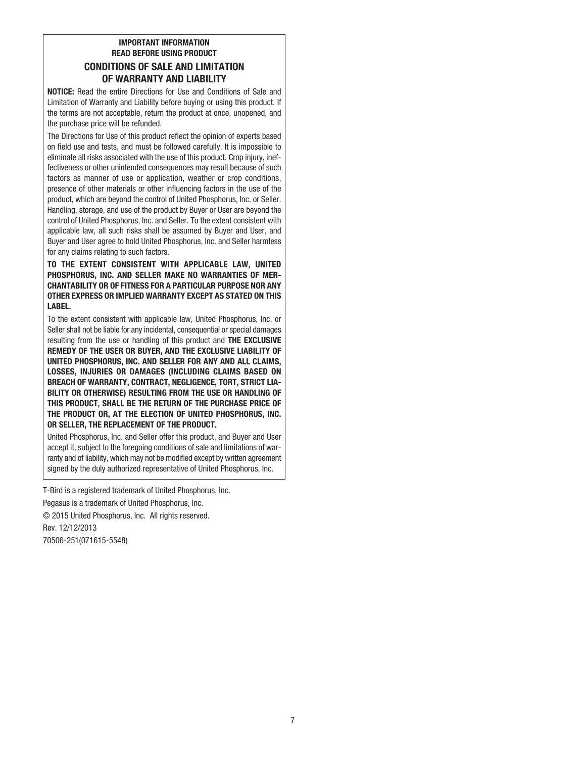**IMPORTANT INFORMATION**
**READ BEFORE USING PRODUCT**

## CONDITIONS OF SALE AND LIMITATION OF WARRANTY AND LIABILITY

**NOTICE:** Read the entire Directions for Use and Conditions of Sale and Limitation of Warranty and Liability before buying or using this product. If the terms are not acceptable, return the product at once, unopened, and the purchase price will be refunded.

The Directions for Use of this product reflect the opinion of experts based on field use and tests, and must be followed carefully. It is impossible to eliminate all risks associated with the use of this product. Crop injury, ineffectiveness or other unintended consequences may result because of such factors as manner of use or application, weather or crop conditions, presence of other materials or other influencing factors in the use of the product, which are beyond the control of United Phosphorus, Inc. or Seller. Handling, storage, and use of the product by Buyer or User are beyond the control of United Phosphorus, Inc. and Seller. To the extent consistent with applicable law, all such risks shall be assumed by Buyer and User, and Buyer and User agree to hold United Phosphorus, Inc. and Seller harmless for any claims relating to such factors.

**TO THE EXTENT CONSISTENT WITH APPLICABLE LAW, UNITED PHOSPHORUS, INC. AND SELLER MAKE NO WARRANTIES OF MERCHANTABILITY OR OF FITNESS FOR A PARTICULAR PURPOSE NOR ANY OTHER EXPRESS OR IMPLIED WARRANTY EXCEPT AS STATED ON THIS LABEL.**

To the extent consistent with applicable law, United Phosphorus, Inc. or Seller shall not be liable for any incidental, consequential or special damages resulting from the use or handling of this product and **THE EXCLUSIVE REMEDY OF THE USER OR BUYER, AND THE EXCLUSIVE LIABILITY OF UNITED PHOSPHORUS, INC. AND SELLER FOR ANY AND ALL CLAIMS, LOSSES, INJURIES OR DAMAGES (INCLUDING CLAIMS BASED ON BREACH OF WARRANTY, CONTRACT, NEGLIGENCE, TORT, STRICT LIABILITY OR OTHERWISE) RESULTING FROM THE USE OR HANDLING OF THIS PRODUCT, SHALL BE THE RETURN OF THE PURCHASE PRICE OF THE PRODUCT OR, AT THE ELECTION OF UNITED PHOSPHORUS, INC. OR SELLER, THE REPLACEMENT OF THE PRODUCT.**

United Phosphorus, Inc. and Seller offer this product, and Buyer and User accept it, subject to the foregoing conditions of sale and limitations of warranty and of liability, which may not be modified except by written agreement signed by the duly authorized representative of United Phosphorus, Inc.

T-Bird is a registered trademark of United Phosphorus, Inc.

Pegasus is a trademark of United Phosphorus, Inc.

© 2015 United Phosphorus, Inc. All rights reserved.

Rev. 12/12/2013

70506-251(071615-5548)